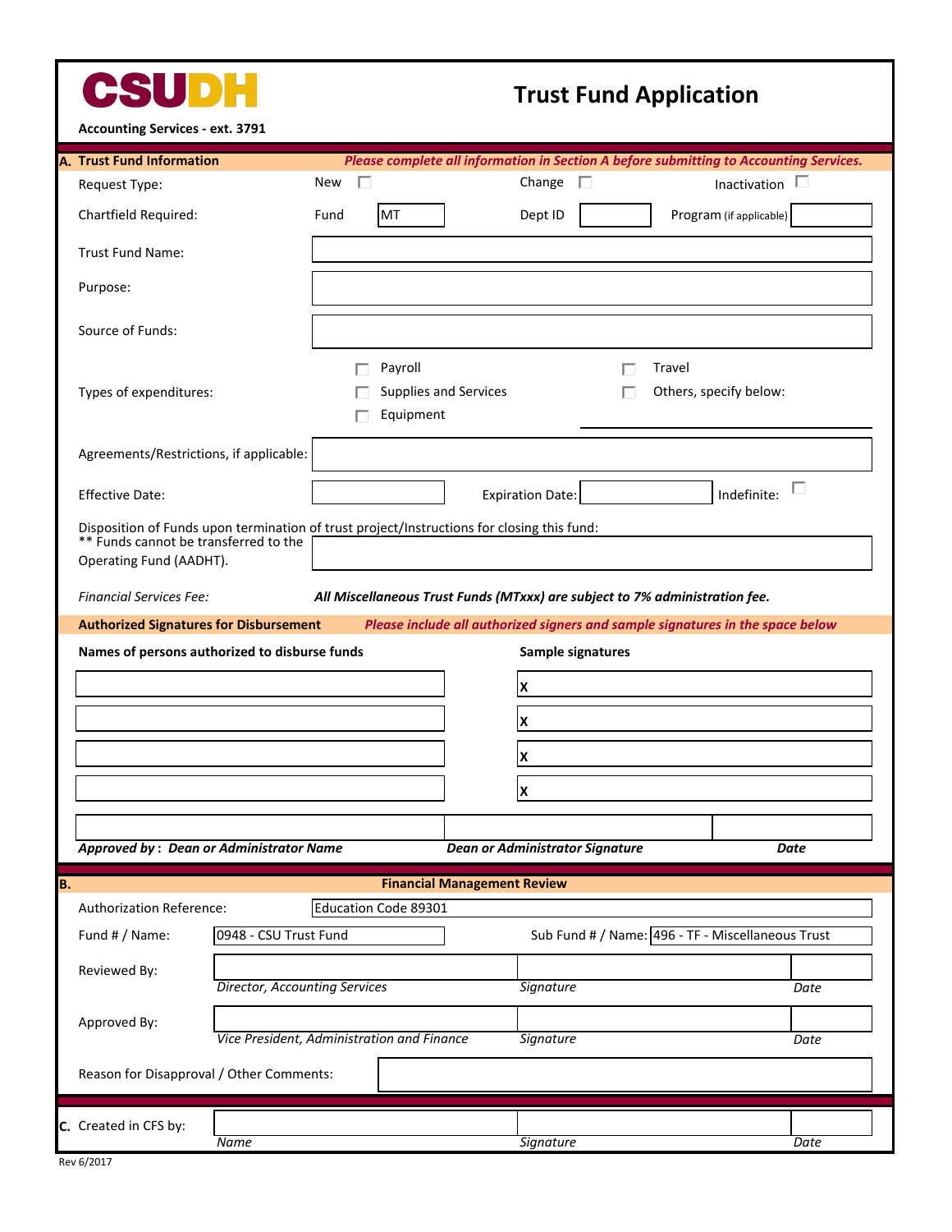**CSUDH**

# Trust Fund Application

**Accounting Services - ext. 3791**

## A. Trust Fund Information

*Please complete all information in Section A before submitting to Accounting Services.*

Request Type: New ☐ Change ☐ Inactivation ☐

Chartfield Required: Fund: MT Dept ID: ______ Program (if applicable): ______

Trust Fund Name: ______

Purpose: ______

Source of Funds: ______

Types of expenditures:
- ☐ Payroll
- ☐ Supplies and Services
- ☐ Equipment
- ☐ Travel
- ☐ Others, specify below: ______

Agreements/Restrictions, if applicable: ______

Effective Date: ______ Expiration Date: ______ Indefinite: ☐

Disposition of Funds upon termination of trust project/Instructions for closing this fund:
** Funds cannot be transferred to the Operating Fund (AADHT). ______

*Financial Services Fee:* ***All Miscellaneous Trust Funds (MTxxx) are subject to 7% administration fee.***

**Authorized Signatures for Disbursement** *Please include all authorized signers and sample signatures in the space below*

| Names of persons authorized to disburse funds | Sample signatures |
|---|---|
| | X |
| | X |
| | X |
| | X |

| ***Approved by : Dean or Administrator Name*** | ***Dean or Administrator Signature*** | ***Date*** |
|---|---|---|
| | | |

## B. Financial Management Review

Authorization Reference: Education Code 89301

Fund # / Name: 0948 - CSU Trust Fund Sub Fund # / Name: 496 - TF - Miscellaneous Trust

| | | Signature | Date |
|---|---|---|---|
| Reviewed By: | *Director, Accounting Services* | | |
| Approved By: | *Vice President, Administration and Finance* | | |

Reason for Disapproval / Other Comments: ______

## C. Created in CFS by:

| *Name* | *Signature* | *Date* |
|---|---|---|
| | | |

Rev 6/2017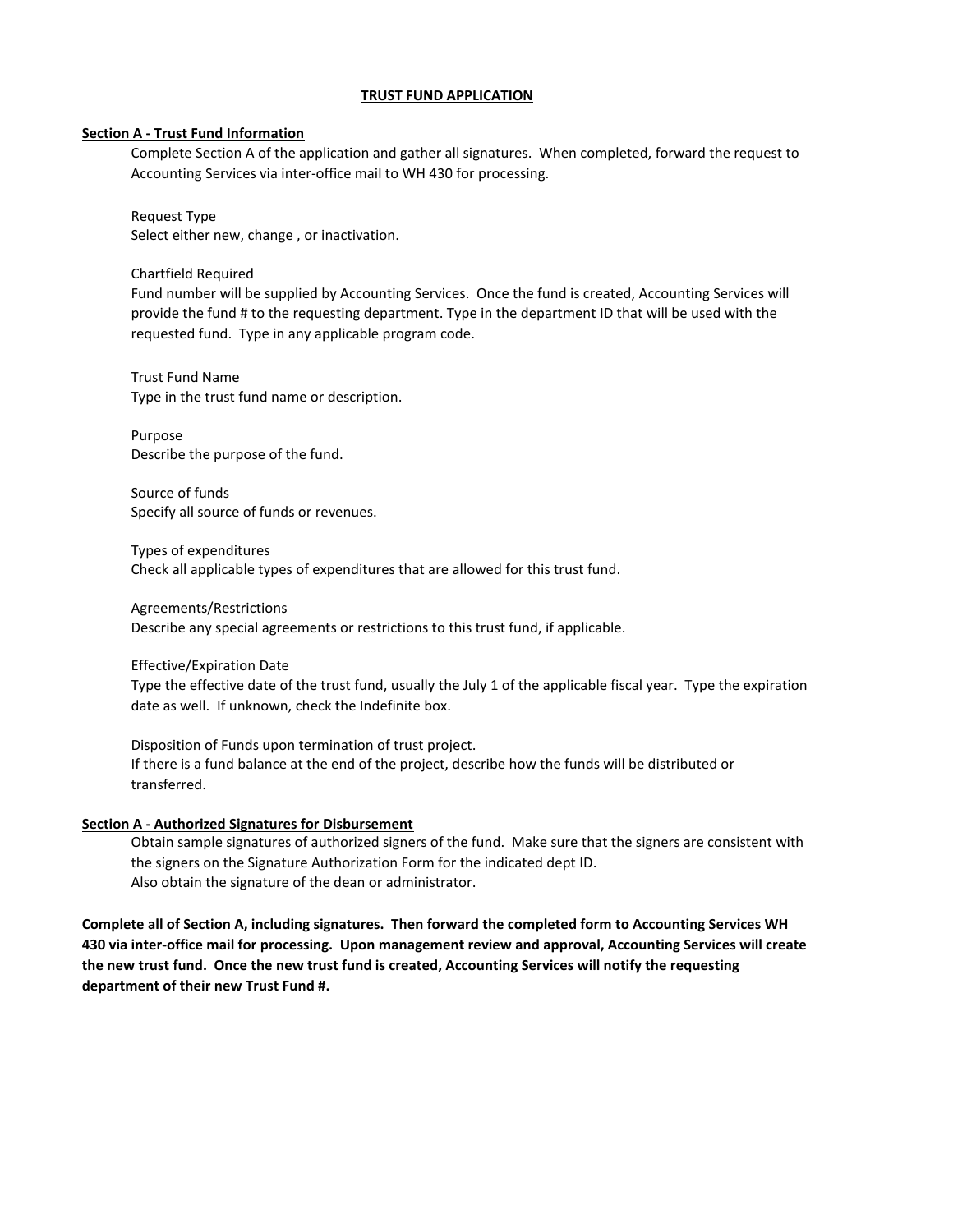# TRUST FUND APPLICATION

## Section A - Trust Fund Information

Complete Section A of the application and gather all signatures. When completed, forward the request to Accounting Services via inter-office mail to WH 430 for processing.

Request Type
Select either new, change , or inactivation.

Chartfield Required
Fund number will be supplied by Accounting Services. Once the fund is created, Accounting Services will provide the fund # to the requesting department. Type in the department ID that will be used with the requested fund. Type in any applicable program code.

Trust Fund Name
Type in the trust fund name or description.

Purpose
Describe the purpose of the fund.

Source of funds
Specify all source of funds or revenues.

Types of expenditures
Check all applicable types of expenditures that are allowed for this trust fund.

Agreements/Restrictions
Describe any special agreements or restrictions to this trust fund, if applicable.

Effective/Expiration Date
Type the effective date of the trust fund, usually the July 1 of the applicable fiscal year. Type the expiration date as well. If unknown, check the Indefinite box.

Disposition of Funds upon termination of trust project.
If there is a fund balance at the end of the project, describe how the funds will be distributed or transferred.

## Section A - Authorized Signatures for Disbursement

Obtain sample signatures of authorized signers of the fund. Make sure that the signers are consistent with the signers on the Signature Authorization Form for the indicated dept ID.
Also obtain the signature of the dean or administrator.

**Complete all of Section A, including signatures. Then forward the completed form to Accounting Services WH 430 via inter-office mail for processing. Upon management review and approval, Accounting Services will create the new trust fund. Once the new trust fund is created, Accounting Services will notify the requesting department of their new Trust Fund #.**